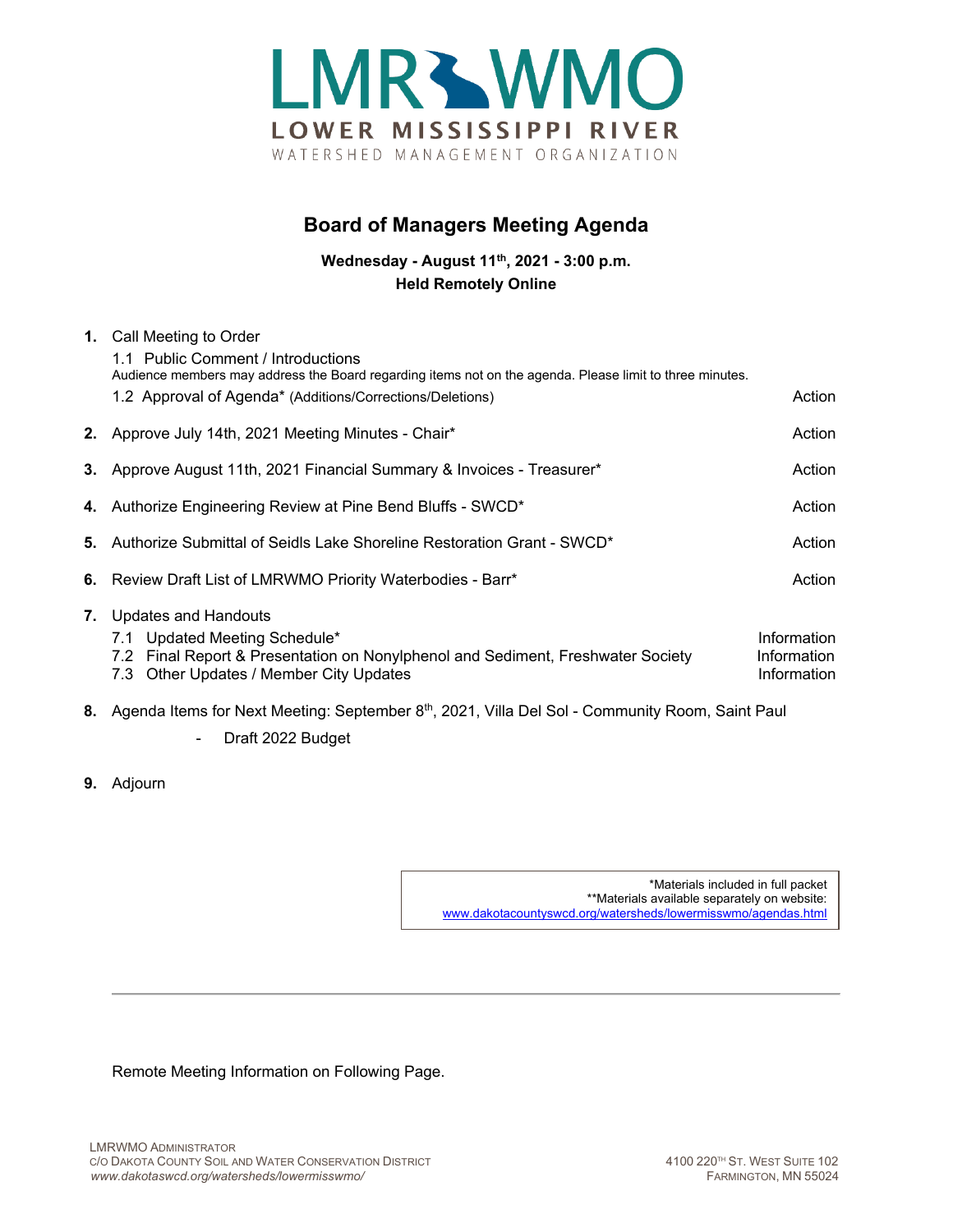# LMRWMO

**LOWER MISSISSIPPI RIVER**

WATERSHED MANAGEMENT ORGANIZATION

## Board of Managers Meeting Agenda

**Wednesday - August 11th, 2021 - 3:00 p.m.**
**Held Remotely Online**

1. Call Meeting to Order
   - 1.1 Public Comment / Introductions
     Audience members may address the Board regarding items not on the agenda. Please limit to three minutes.
   - 1.2 Approval of Agenda* (Additions/Corrections/Deletions) — Action
2. Approve July 14th, 2021 Meeting Minutes - Chair* — Action
3. Approve August 11th, 2021 Financial Summary & Invoices - Treasurer* — Action
4. Authorize Engineering Review at Pine Bend Bluffs - SWCD* — Action
5. Authorize Submittal of Seidls Lake Shoreline Restoration Grant - SWCD* — Action
6. Review Draft List of LMRWMO Priority Waterbodies - Barr* — Action
7. Updates and Handouts
   - 7.1 Updated Meeting Schedule* — Information
   - 7.2 Final Report & Presentation on Nonylphenol and Sediment, Freshwater Society — Information
   - 7.3 Other Updates / Member City Updates — Information
8. Agenda Items for Next Meeting: September 8th, 2021, Villa Del Sol - Community Room, Saint Paul
   - Draft 2022 Budget
9. Adjourn

*Materials included in full packet
**Materials available separately on website: www.dakotacountyswcd.org/watersheds/lowermisswmo/agendas.html

Remote Meeting Information on Following Page.

LMRWMO ADMINISTRATOR
C/O DAKOTA COUNTY SOIL AND WATER CONSERVATION DISTRICT
*www.dakotaswcd.org/watersheds/lowermisswmo/*

4100 220TH ST. WEST SUITE 102
FARMINGTON, MN 55024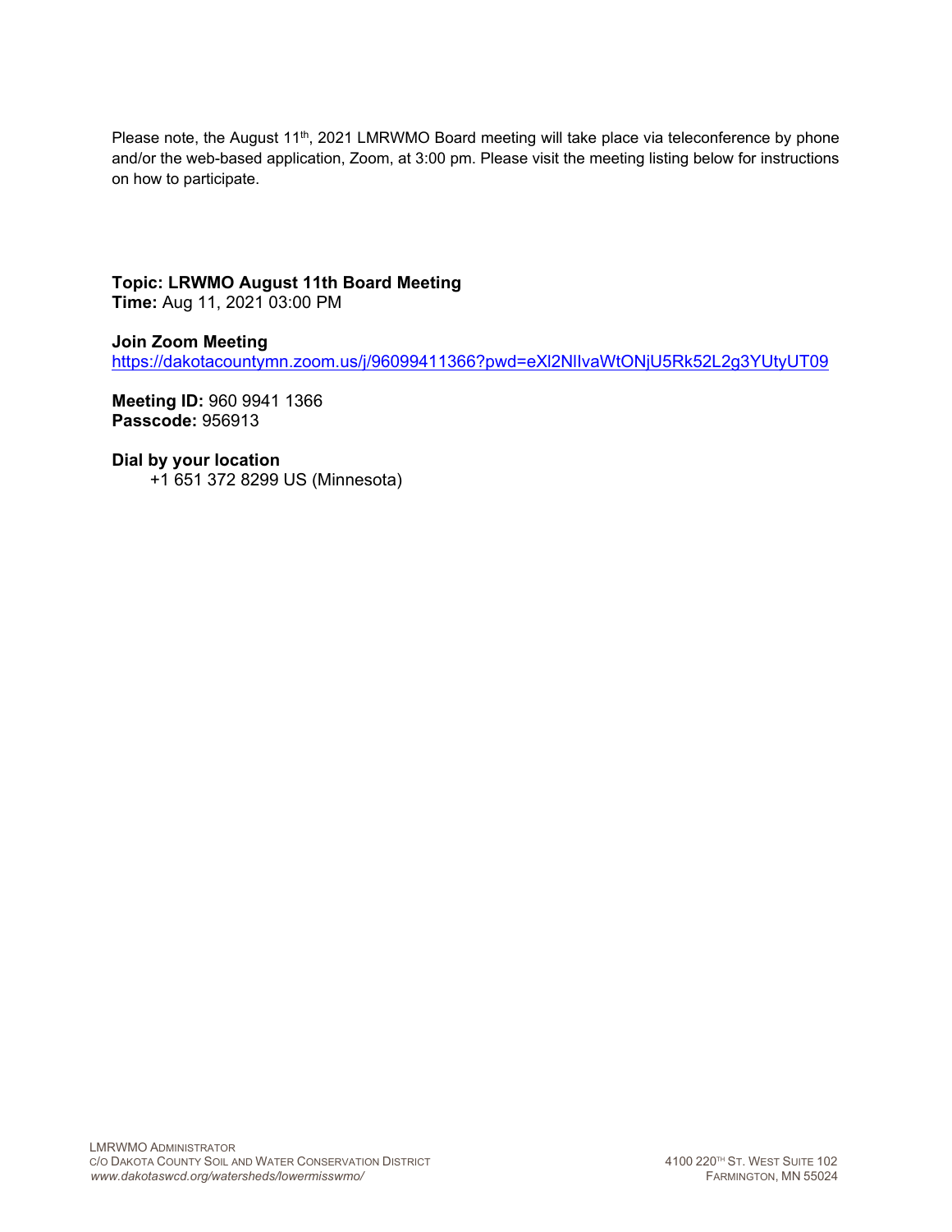Please note, the August 11th, 2021 LMRWMO Board meeting will take place via teleconference by phone and/or the web-based application, Zoom, at 3:00 pm. Please visit the meeting listing below for instructions on how to participate.

**Topic: LRWMO August 11th Board Meeting**
**Time:** Aug 11, 2021 03:00 PM

**Join Zoom Meeting**
https://dakotacountymn.zoom.us/j/96099411366?pwd=eXl2NlIvaWtONjU5Rk52L2g3YUtyUT09

**Meeting ID:** 960 9941 1366
**Passcode:** 956913

**Dial by your location**
+1 651 372 8299 US (Minnesota)